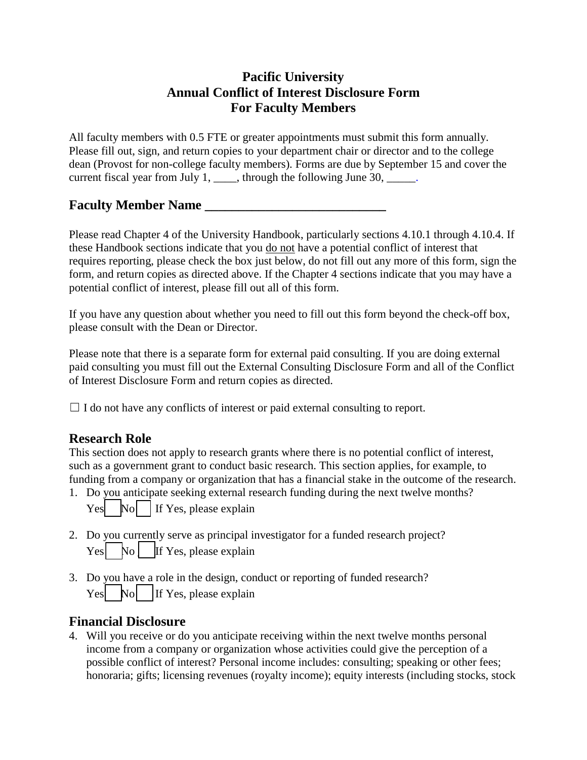# Pacific University
# Annual Conflict of Interest Disclosure Form
# For Faculty Members

All faculty members with 0.5 FTE or greater appointments must submit this form annually. Please fill out, sign, and return copies to your department chair or director and to the college dean (Provost for non-college faculty members). Forms are due by September 15 and cover the current fiscal year from July 1, ____, through the following June 30, _____.

## Faculty Member Name ___________________________

Please read Chapter 4 of the University Handbook, particularly sections 4.10.1 through 4.10.4. If these Handbook sections indicate that you <u>do not</u> have a potential conflict of interest that requires reporting, please check the box just below, do not fill out any more of this form, sign the form, and return copies as directed above. If the Chapter 4 sections indicate that you may have a potential conflict of interest, please fill out all of this form.

If you have any question about whether you need to fill out this form beyond the check-off box, please consult with the Dean or Director.

Please note that there is a separate form for external paid consulting. If you are doing external paid consulting you must fill out the External Consulting Disclosure Form and all of the Conflict of Interest Disclosure Form and return copies as directed.

☐ I do not have any conflicts of interest or paid external consulting to report.

## Research Role

This section does not apply to research grants where there is no potential conflict of interest, such as a government grant to conduct basic research. This section applies, for example, to funding from a company or organization that has a financial stake in the outcome of the research.

1. Do you anticipate seeking external research funding during the next twelve months?
   Yes ☐ No ☐ If Yes, please explain

2. Do you currently serve as principal investigator for a funded research project?
   Yes ☐ No ☐ If Yes, please explain

3. Do you have a role in the design, conduct or reporting of funded research?
   Yes ☐ No ☐ If Yes, please explain

## Financial Disclosure

4. Will you receive or do you anticipate receiving within the next twelve months personal income from a company or organization whose activities could give the perception of a possible conflict of interest? Personal income includes: consulting; speaking or other fees; honoraria; gifts; licensing revenues (royalty income); equity interests (including stocks, stock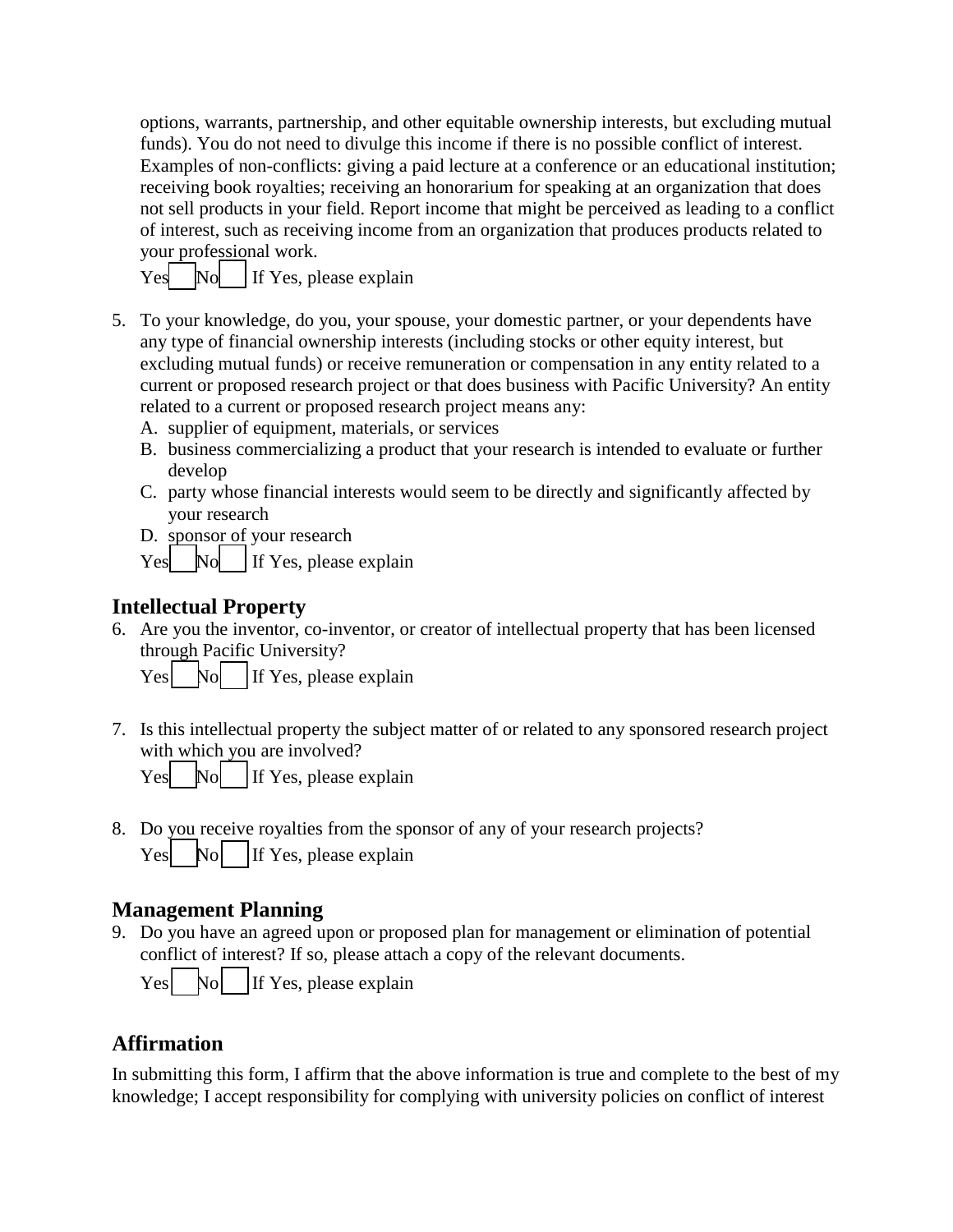options, warrants, partnership, and other equitable ownership interests, but excluding mutual funds). You do not need to divulge this income if there is no possible conflict of interest. Examples of non-conflicts: giving a paid lecture at a conference or an educational institution; receiving book royalties; receiving an honorarium for speaking at an organization that does not sell products in your field. Report income that might be perceived as leading to a conflict of interest, such as receiving income from an organization that produces products related to your professional work.

Yes ☐ No ☐ If Yes, please explain

5. To your knowledge, do you, your spouse, your domestic partner, or your dependents have any type of financial ownership interests (including stocks or other equity interest, but excluding mutual funds) or receive remuneration or compensation in any entity related to a current or proposed research project or that does business with Pacific University? An entity related to a current or proposed research project means any:
   A. supplier of equipment, materials, or services
   B. business commercializing a product that your research is intended to evaluate or further develop
   C. party whose financial interests would seem to be directly and significantly affected by your research
   D. sponsor of your research

   Yes ☐ No ☐ If Yes, please explain

## Intellectual Property

6. Are you the inventor, co-inventor, or creator of intellectual property that has been licensed through Pacific University?

   Yes ☐ No ☐ If Yes, please explain

7. Is this intellectual property the subject matter of or related to any sponsored research project with which you are involved?

   Yes ☐ No ☐ If Yes, please explain

8. Do you receive royalties from the sponsor of any of your research projects?

   Yes ☐ No ☐ If Yes, please explain

## Management Planning

9. Do you have an agreed upon or proposed plan for management or elimination of potential conflict of interest? If so, please attach a copy of the relevant documents.

   Yes ☐ No ☐ If Yes, please explain

## Affirmation

In submitting this form, I affirm that the above information is true and complete to the best of my knowledge; I accept responsibility for complying with university policies on conflict of interest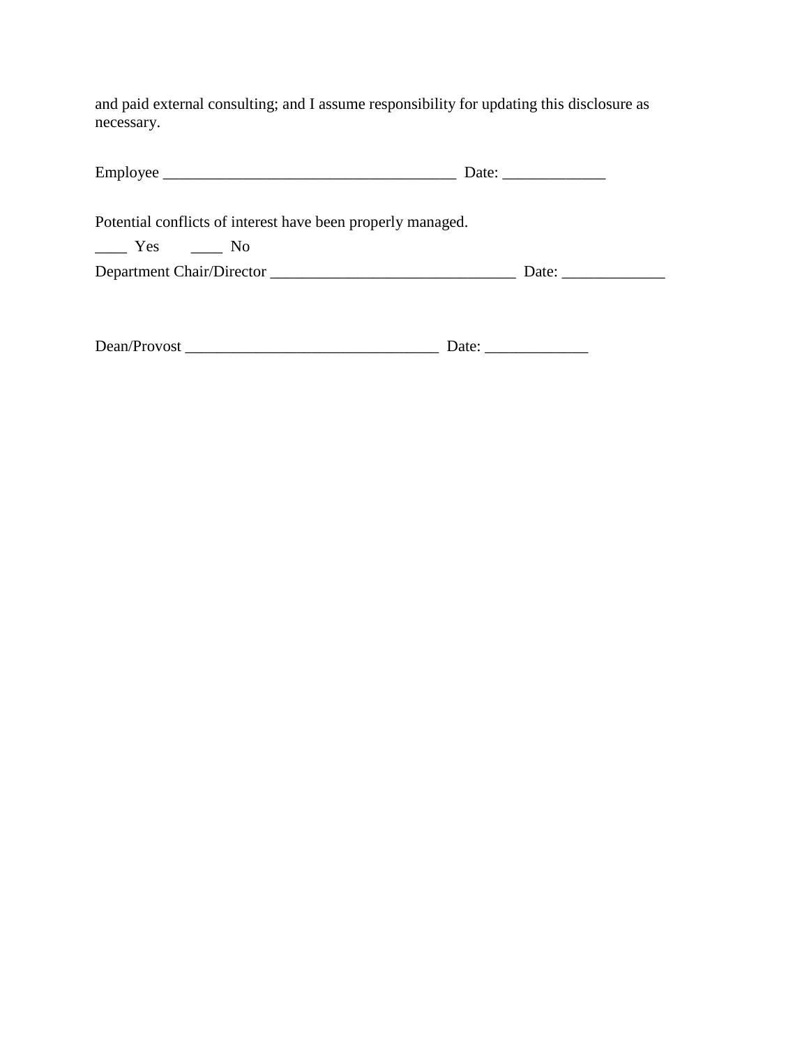and paid external consulting; and I assume responsibility for updating this disclosure as necessary.

Employee _____________________________________ Date: _____________

Potential conflicts of interest have been properly managed.

____ Yes ____ No

Department Chair/Director _______________________________ Date: _____________

Dean/Provost ________________________________ Date: _____________